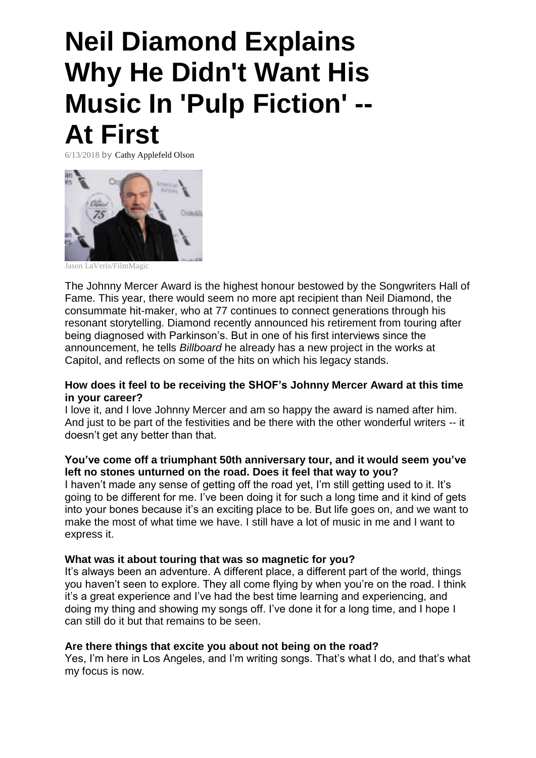# Neil Diamond Explains Why He Didn't Want His Music In 'Pulp Fiction' -- At First

6/13/2018 by Cathy Applefeld Olson

Jason LaVeris/FilmMagic

The Johnny Mercer Award is the highest honour bestowed by the Songwriters Hall of Fame. This year, there would seem no more apt recipient than Neil Diamond, the consummate hit-maker, who at 77 continues to connect generations through his resonant storytelling. Diamond recently announced his retirement from touring after being diagnosed with Parkinson's. But in one of his first interviews since the announcement, he tells *Billboard* he already has a new project in the works at Capitol, and reflects on some of the hits on which his legacy stands.

**How does it feel to be receiving the SHOF's Johnny Mercer Award at this time in your career?**

I love it, and I love Johnny Mercer and am so happy the award is named after him. And just to be part of the festivities and be there with the other wonderful writers -- it doesn't get any better than that.

**You've come off a triumphant 50th anniversary tour, and it would seem you've left no stones unturned on the road. Does it feel that way to you?**

I haven't made any sense of getting off the road yet, I'm still getting used to it. It's going to be different for me. I've been doing it for such a long time and it kind of gets into your bones because it's an exciting place to be. But life goes on, and we want to make the most of what time we have. I still have a lot of music in me and I want to express it.

**What was it about touring that was so magnetic for you?**

It's always been an adventure. A different place, a different part of the world, things you haven't seen to explore. They all come flying by when you're on the road. I think it's a great experience and I've had the best time learning and experiencing, and doing my thing and showing my songs off. I've done it for a long time, and I hope I can still do it but that remains to be seen.

**Are there things that excite you about not being on the road?**

Yes, I'm here in Los Angeles, and I'm writing songs. That's what I do, and that's what my focus is now.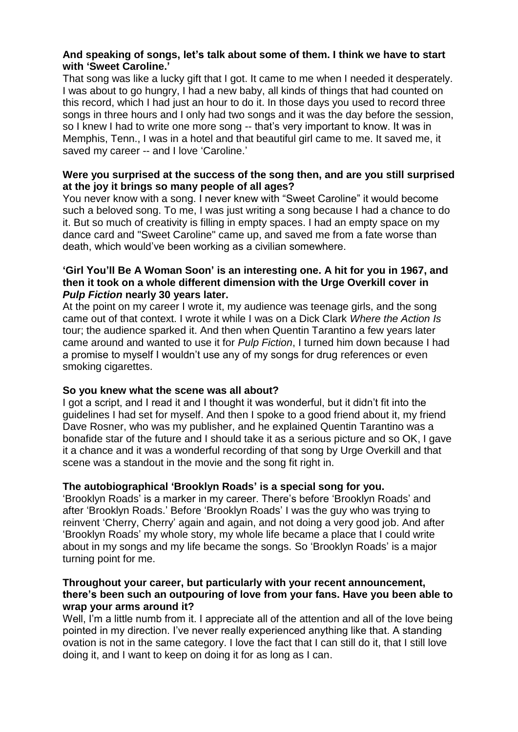**And speaking of songs, let's talk about some of them. I think we have to start with 'Sweet Caroline.'**

That song was like a lucky gift that I got. It came to me when I needed it desperately. I was about to go hungry, I had a new baby, all kinds of things that had counted on this record, which I had just an hour to do it. In those days you used to record three songs in three hours and I only had two songs and it was the day before the session, so I knew I had to write one more song -- that's very important to know. It was in Memphis, Tenn., I was in a hotel and that beautiful girl came to me. It saved me, it saved my career -- and I love 'Caroline.'

**Were you surprised at the success of the song then, and are you still surprised at the joy it brings so many people of all ages?**

You never know with a song. I never knew with "Sweet Caroline" it would become such a beloved song. To me, I was just writing a song because I had a chance to do it. But so much of creativity is filling in empty spaces. I had an empty space on my dance card and "Sweet Caroline" came up, and saved me from a fate worse than death, which would've been working as a civilian somewhere.

**'Girl You'll Be A Woman Soon' is an interesting one. A hit for you in 1967, and then it took on a whole different dimension with the Urge Overkill cover in *Pulp Fiction* nearly 30 years later.**

At the point on my career I wrote it, my audience was teenage girls, and the song came out of that context. I wrote it while I was on a Dick Clark *Where the Action Is* tour; the audience sparked it. And then when Quentin Tarantino a few years later came around and wanted to use it for *Pulp Fiction*, I turned him down because I had a promise to myself I wouldn't use any of my songs for drug references or even smoking cigarettes.

**So you knew what the scene was all about?**

I got a script, and I read it and I thought it was wonderful, but it didn't fit into the guidelines I had set for myself. And then I spoke to a good friend about it, my friend Dave Rosner, who was my publisher, and he explained Quentin Tarantino was a bonafide star of the future and I should take it as a serious picture and so OK, I gave it a chance and it was a wonderful recording of that song by Urge Overkill and that scene was a standout in the movie and the song fit right in.

**The autobiographical 'Brooklyn Roads' is a special song for you.**

'Brooklyn Roads' is a marker in my career. There's before 'Brooklyn Roads' and after 'Brooklyn Roads.' Before 'Brooklyn Roads' I was the guy who was trying to reinvent 'Cherry, Cherry' again and again, and not doing a very good job. And after 'Brooklyn Roads' my whole story, my whole life became a place that I could write about in my songs and my life became the songs. So 'Brooklyn Roads' is a major turning point for me.

**Throughout your career, but particularly with your recent announcement, there's been such an outpouring of love from your fans. Have you been able to wrap your arms around it?**

Well, I'm a little numb from it. I appreciate all of the attention and all of the love being pointed in my direction. I've never really experienced anything like that. A standing ovation is not in the same category. I love the fact that I can still do it, that I still love doing it, and I want to keep on doing it for as long as I can.